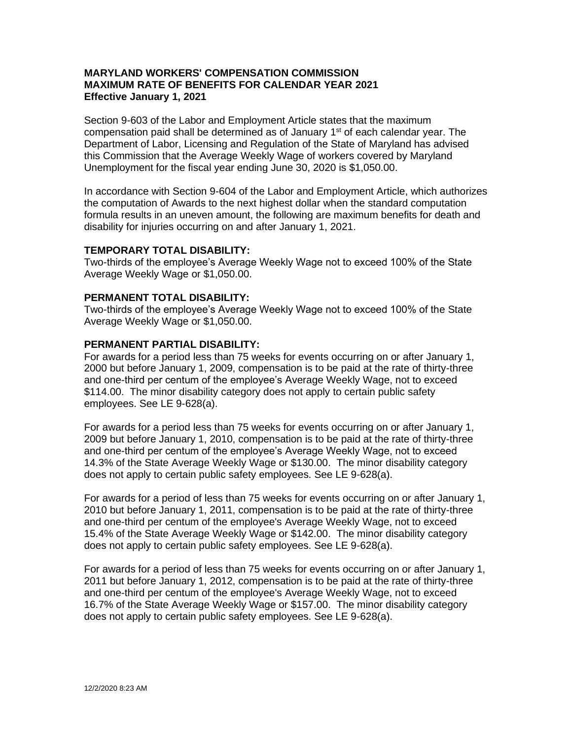**MARYLAND WORKERS' COMPENSATION COMMISSION**
**MAXIMUM RATE OF BENEFITS FOR CALENDAR YEAR 2021**
**Effective January 1, 2021**

Section 9-603 of the Labor and Employment Article states that the maximum compensation paid shall be determined as of January 1st of each calendar year. The Department of Labor, Licensing and Regulation of the State of Maryland has advised this Commission that the Average Weekly Wage of workers covered by Maryland Unemployment for the fiscal year ending June 30, 2020 is $1,050.00.

In accordance with Section 9-604 of the Labor and Employment Article, which authorizes the computation of Awards to the next highest dollar when the standard computation formula results in an uneven amount, the following are maximum benefits for death and disability for injuries occurring on and after January 1, 2021.

**TEMPORARY TOTAL DISABILITY:**
Two-thirds of the employee's Average Weekly Wage not to exceed 100% of the State Average Weekly Wage or $1,050.00.

**PERMANENT TOTAL DISABILITY:**
Two-thirds of the employee's Average Weekly Wage not to exceed 100% of the State Average Weekly Wage or $1,050.00.

**PERMANENT PARTIAL DISABILITY:**
For awards for a period less than 75 weeks for events occurring on or after January 1, 2000 but before January 1, 2009, compensation is to be paid at the rate of thirty-three and one-third per centum of the employee's Average Weekly Wage, not to exceed $114.00. The minor disability category does not apply to certain public safety employees. See LE 9-628(a).

For awards for a period less than 75 weeks for events occurring on or after January 1, 2009 but before January 1, 2010, compensation is to be paid at the rate of thirty-three and one-third per centum of the employee's Average Weekly Wage, not to exceed 14.3% of the State Average Weekly Wage or $130.00. The minor disability category does not apply to certain public safety employees. See LE 9-628(a).

For awards for a period of less than 75 weeks for events occurring on or after January 1, 2010 but before January 1, 2011, compensation is to be paid at the rate of thirty-three and one-third per centum of the employee's Average Weekly Wage, not to exceed 15.4% of the State Average Weekly Wage or $142.00. The minor disability category does not apply to certain public safety employees. See LE 9-628(a).

For awards for a period of less than 75 weeks for events occurring on or after January 1, 2011 but before January 1, 2012, compensation is to be paid at the rate of thirty-three and one-third per centum of the employee's Average Weekly Wage, not to exceed 16.7% of the State Average Weekly Wage or $157.00. The minor disability category does not apply to certain public safety employees. See LE 9-628(a).

12/2/2020 8:23 AM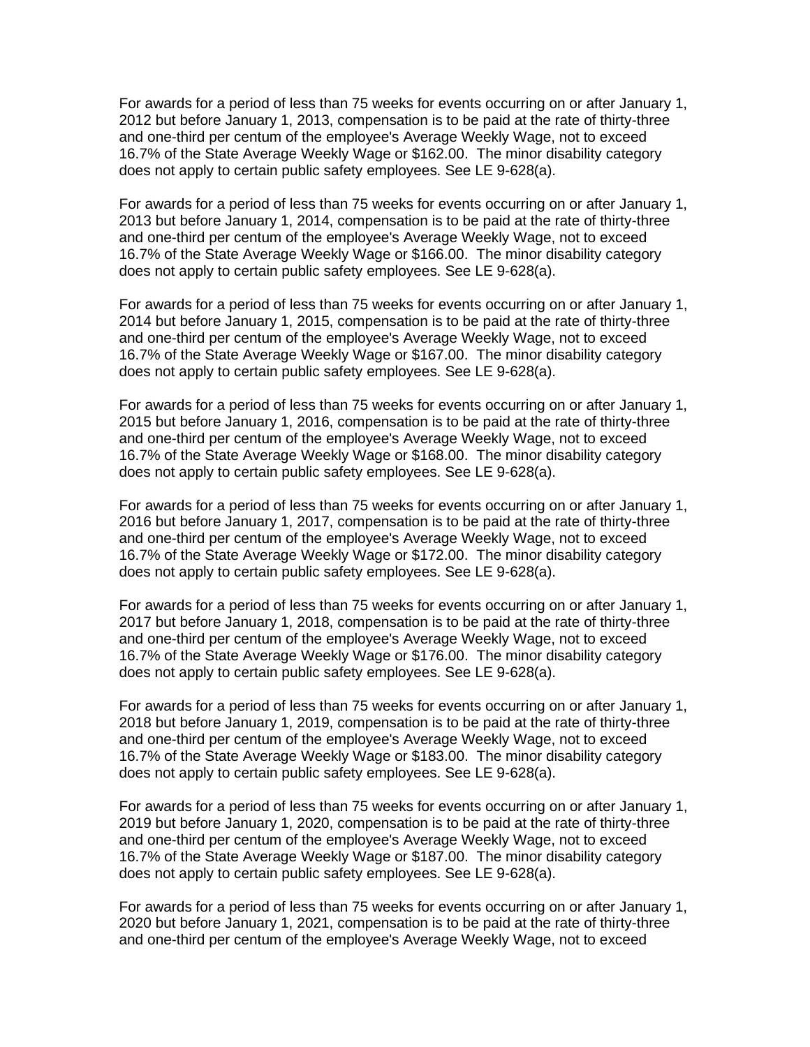For awards for a period of less than 75 weeks for events occurring on or after January 1, 2012 but before January 1, 2013, compensation is to be paid at the rate of thirty-three and one-third per centum of the employee's Average Weekly Wage, not to exceed 16.7% of the State Average Weekly Wage or $162.00. The minor disability category does not apply to certain public safety employees. See LE 9-628(a).

For awards for a period of less than 75 weeks for events occurring on or after January 1, 2013 but before January 1, 2014, compensation is to be paid at the rate of thirty-three and one-third per centum of the employee's Average Weekly Wage, not to exceed 16.7% of the State Average Weekly Wage or $166.00. The minor disability category does not apply to certain public safety employees. See LE 9-628(a).

For awards for a period of less than 75 weeks for events occurring on or after January 1, 2014 but before January 1, 2015, compensation is to be paid at the rate of thirty-three and one-third per centum of the employee's Average Weekly Wage, not to exceed 16.7% of the State Average Weekly Wage or $167.00. The minor disability category does not apply to certain public safety employees. See LE 9-628(a).

For awards for a period of less than 75 weeks for events occurring on or after January 1, 2015 but before January 1, 2016, compensation is to be paid at the rate of thirty-three and one-third per centum of the employee's Average Weekly Wage, not to exceed 16.7% of the State Average Weekly Wage or $168.00. The minor disability category does not apply to certain public safety employees. See LE 9-628(a).

For awards for a period of less than 75 weeks for events occurring on or after January 1, 2016 but before January 1, 2017, compensation is to be paid at the rate of thirty-three and one-third per centum of the employee's Average Weekly Wage, not to exceed 16.7% of the State Average Weekly Wage or $172.00. The minor disability category does not apply to certain public safety employees. See LE 9-628(a).

For awards for a period of less than 75 weeks for events occurring on or after January 1, 2017 but before January 1, 2018, compensation is to be paid at the rate of thirty-three and one-third per centum of the employee's Average Weekly Wage, not to exceed 16.7% of the State Average Weekly Wage or $176.00. The minor disability category does not apply to certain public safety employees. See LE 9-628(a).

For awards for a period of less than 75 weeks for events occurring on or after January 1, 2018 but before January 1, 2019, compensation is to be paid at the rate of thirty-three and one-third per centum of the employee's Average Weekly Wage, not to exceed 16.7% of the State Average Weekly Wage or $183.00. The minor disability category does not apply to certain public safety employees. See LE 9-628(a).

For awards for a period of less than 75 weeks for events occurring on or after January 1, 2019 but before January 1, 2020, compensation is to be paid at the rate of thirty-three and one-third per centum of the employee's Average Weekly Wage, not to exceed 16.7% of the State Average Weekly Wage or $187.00. The minor disability category does not apply to certain public safety employees. See LE 9-628(a).

For awards for a period of less than 75 weeks for events occurring on or after January 1, 2020 but before January 1, 2021, compensation is to be paid at the rate of thirty-three and one-third per centum of the employee's Average Weekly Wage, not to exceed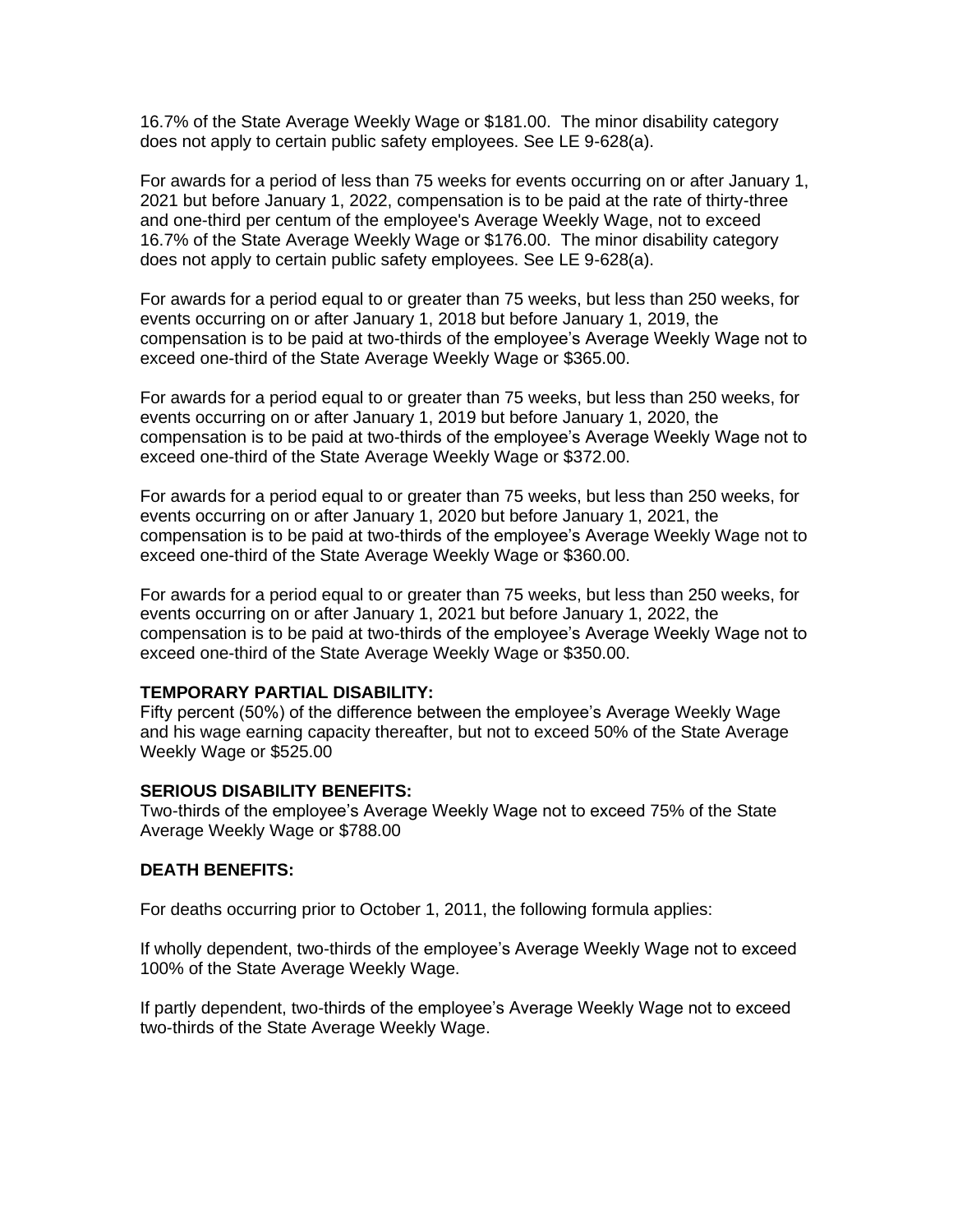16.7% of the State Average Weekly Wage or $181.00. The minor disability category does not apply to certain public safety employees. See LE 9-628(a).

For awards for a period of less than 75 weeks for events occurring on or after January 1, 2021 but before January 1, 2022, compensation is to be paid at the rate of thirty-three and one-third per centum of the employee's Average Weekly Wage, not to exceed 16.7% of the State Average Weekly Wage or $176.00. The minor disability category does not apply to certain public safety employees. See LE 9-628(a).

For awards for a period equal to or greater than 75 weeks, but less than 250 weeks, for events occurring on or after January 1, 2018 but before January 1, 2019, the compensation is to be paid at two-thirds of the employee's Average Weekly Wage not to exceed one-third of the State Average Weekly Wage or $365.00.

For awards for a period equal to or greater than 75 weeks, but less than 250 weeks, for events occurring on or after January 1, 2019 but before January 1, 2020, the compensation is to be paid at two-thirds of the employee's Average Weekly Wage not to exceed one-third of the State Average Weekly Wage or $372.00.

For awards for a period equal to or greater than 75 weeks, but less than 250 weeks, for events occurring on or after January 1, 2020 but before January 1, 2021, the compensation is to be paid at two-thirds of the employee's Average Weekly Wage not to exceed one-third of the State Average Weekly Wage or $360.00.

For awards for a period equal to or greater than 75 weeks, but less than 250 weeks, for events occurring on or after January 1, 2021 but before January 1, 2022, the compensation is to be paid at two-thirds of the employee's Average Weekly Wage not to exceed one-third of the State Average Weekly Wage or $350.00.

**TEMPORARY PARTIAL DISABILITY:**
Fifty percent (50%) of the difference between the employee's Average Weekly Wage and his wage earning capacity thereafter, but not to exceed 50% of the State Average Weekly Wage or $525.00

**SERIOUS DISABILITY BENEFITS:**
Two-thirds of the employee's Average Weekly Wage not to exceed 75% of the State Average Weekly Wage or $788.00

**DEATH BENEFITS:**

For deaths occurring prior to October 1, 2011, the following formula applies:

If wholly dependent, two-thirds of the employee's Average Weekly Wage not to exceed 100% of the State Average Weekly Wage.

If partly dependent, two-thirds of the employee's Average Weekly Wage not to exceed two-thirds of the State Average Weekly Wage.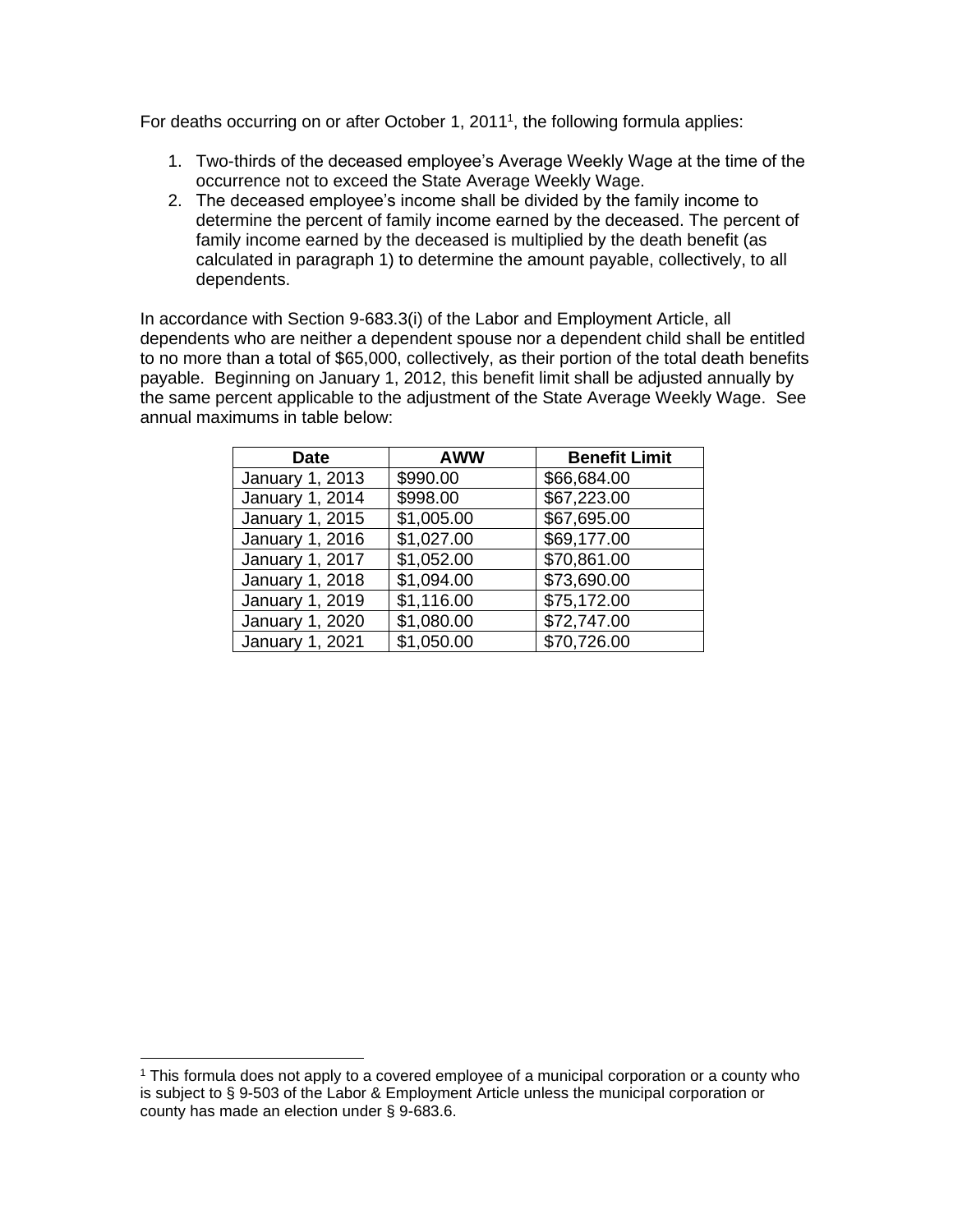For deaths occurring on or after October 1, 2011[1], the following formula applies:

1. Two-thirds of the deceased employee's Average Weekly Wage at the time of the occurrence not to exceed the State Average Weekly Wage.
2. The deceased employee's income shall be divided by the family income to determine the percent of family income earned by the deceased. The percent of family income earned by the deceased is multiplied by the death benefit (as calculated in paragraph 1) to determine the amount payable, collectively, to all dependents.

In accordance with Section 9-683.3(i) of the Labor and Employment Article, all dependents who are neither a dependent spouse nor a dependent child shall be entitled to no more than a total of $65,000, collectively, as their portion of the total death benefits payable. Beginning on January 1, 2012, this benefit limit shall be adjusted annually by the same percent applicable to the adjustment of the State Average Weekly Wage. See annual maximums in table below:

| Date | AWW | Benefit Limit |
|---|---|---|
| January 1, 2013 | $990.00 | $66,684.00 |
| January 1, 2014 | $998.00 | $67,223.00 |
| January 1, 2015 | $1,005.00 | $67,695.00 |
| January 1, 2016 | $1,027.00 | $69,177.00 |
| January 1, 2017 | $1,052.00 | $70,861.00 |
| January 1, 2018 | $1,094.00 | $73,690.00 |
| January 1, 2019 | $1,116.00 | $75,172.00 |
| January 1, 2020 | $1,080.00 | $72,747.00 |
| January 1, 2021 | $1,050.00 | $70,726.00 |

[1] This formula does not apply to a covered employee of a municipal corporation or a county who is subject to § 9-503 of the Labor & Employment Article unless the municipal corporation or county has made an election under § 9-683.6.